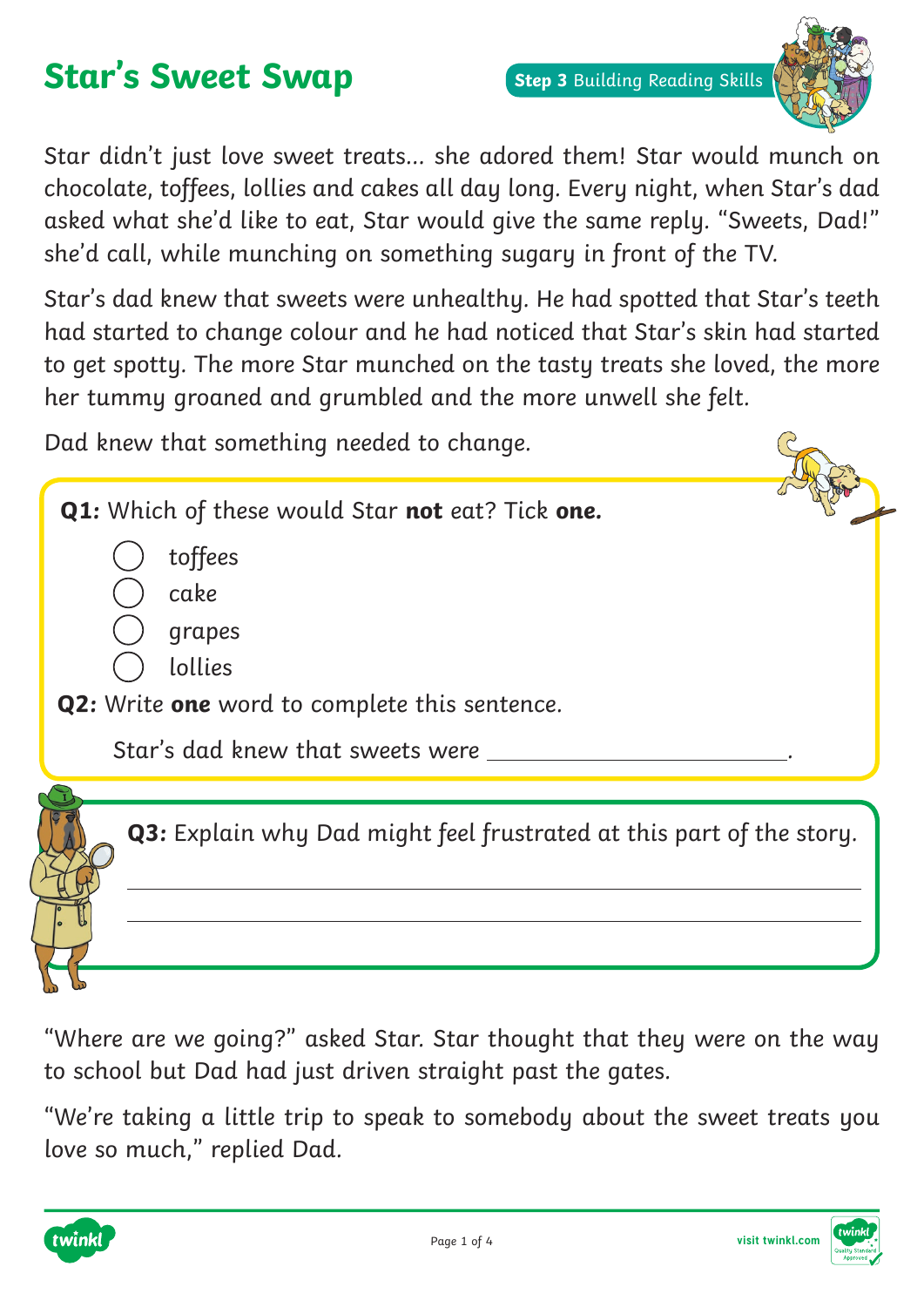# Star's Sweet Swap

**Step 3** Building Reading Skills

Star didn't just love sweet treats... she adored them! Star would munch on chocolate, toffees, lollies and cakes all day long. Every night, when Star's dad asked what she'd like to eat, Star would give the same reply. "Sweets, Dad!" she'd call, while munching on something sugary in front of the TV.

Star's dad knew that sweets were unhealthy. He had spotted that Star's teeth had started to change colour and he had noticed that Star's skin had started to get spotty. The more Star munched on the tasty treats she loved, the more her tummy groaned and grumbled and the more unwell she felt.

Dad knew that something needed to change.

**Q1:** Which of these would Star **not** eat? Tick **one.**

- ◯ toffees
- ◯ cake
- ◯ grapes
- ◯ lollies

**Q2:** Write **one** word to complete this sentence.

Star's dad knew that sweets were ______________________.

**Q3:** Explain why Dad might feel frustrated at this part of the story.

_______________________________________________

_______________________________________________

"Where are we going?" asked Star. Star thought that they were on the way to school but Dad had just driven straight past the gates.

"We're taking a little trip to speak to somebody about the sweet treats you love so much," replied Dad.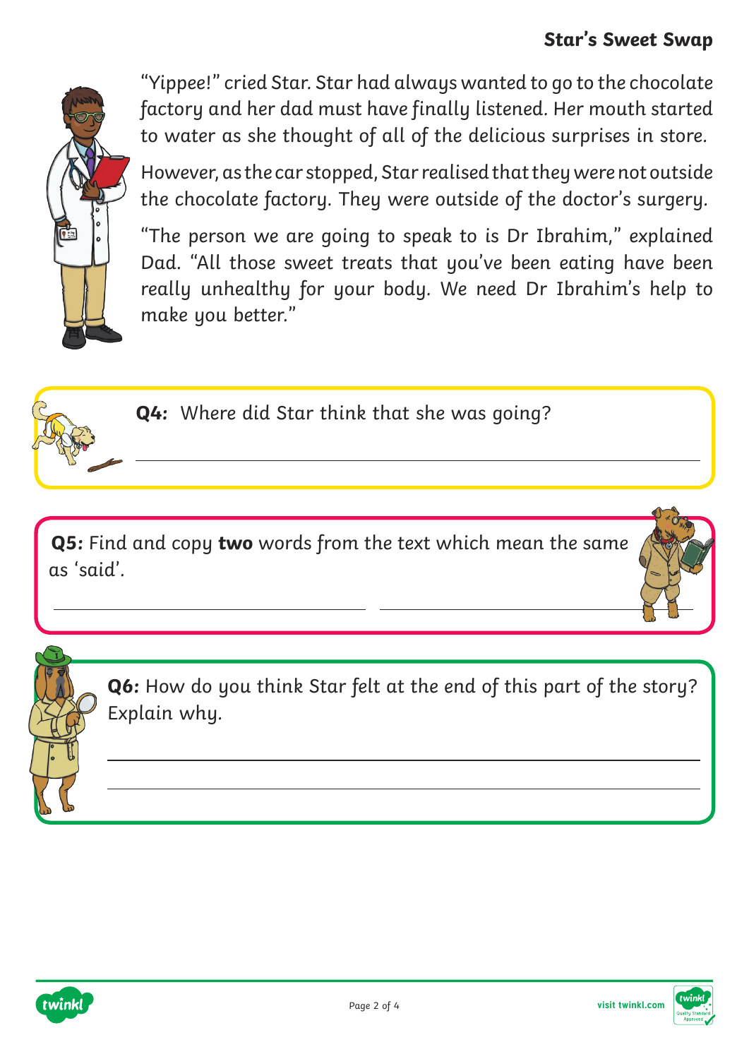"Yippee!" cried Star. Star had always wanted to go to the chocolate factory and her dad must have finally listened. Her mouth started to water as she thought of all of the delicious surprises in store.

However, as the car stopped, Star realised that they were not outside the chocolate factory. They were outside of the doctor's surgery.

"The person we are going to speak to is Dr Ibrahim," explained Dad. "All those sweet treats that you've been eating have been really unhealthy for your body. We need Dr Ibrahim's help to make you better."

**Q4:** Where did Star think that she was going?

______________________________________________

**Q5:** Find and copy **two** words from the text which mean the same as 'said'.

______________________ ______________________

**Q6:** How do you think Star felt at the end of this part of the story? Explain why.

______________________________________________

______________________________________________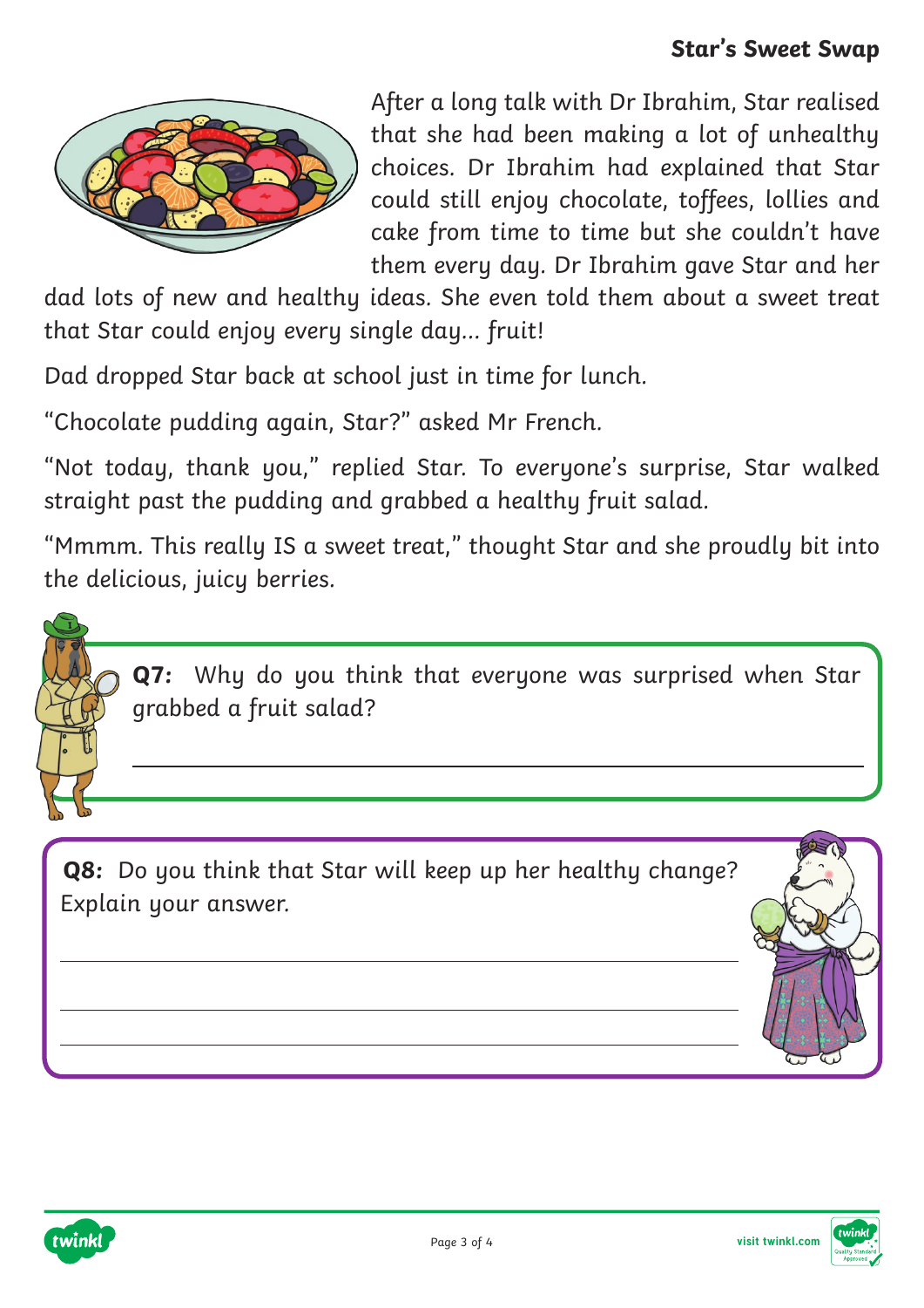## Star's Sweet Swap

After a long talk with Dr Ibrahim, Star realised that she had been making a lot of unhealthy choices. Dr Ibrahim had explained that Star could still enjoy chocolate, toffees, lollies and cake from time to time but she couldn't have them every day. Dr Ibrahim gave Star and her dad lots of new and healthy ideas. She even told them about a sweet treat that Star could enjoy every single day... fruit!

Dad dropped Star back at school just in time for lunch.

"Chocolate pudding again, Star?" asked Mr French.

"Not today, thank you," replied Star. To everyone's surprise, Star walked straight past the pudding and grabbed a healthy fruit salad.

"Mmmm. This really IS a sweet treat," thought Star and she proudly bit into the delicious, juicy berries.

**Q7:** Why do you think that everyone was surprised when Star grabbed a fruit salad?

______________________________________________

**Q8:** Do you think that Star will keep up her healthy change? Explain your answer.

______________________________________________

______________________________________________

______________________________________________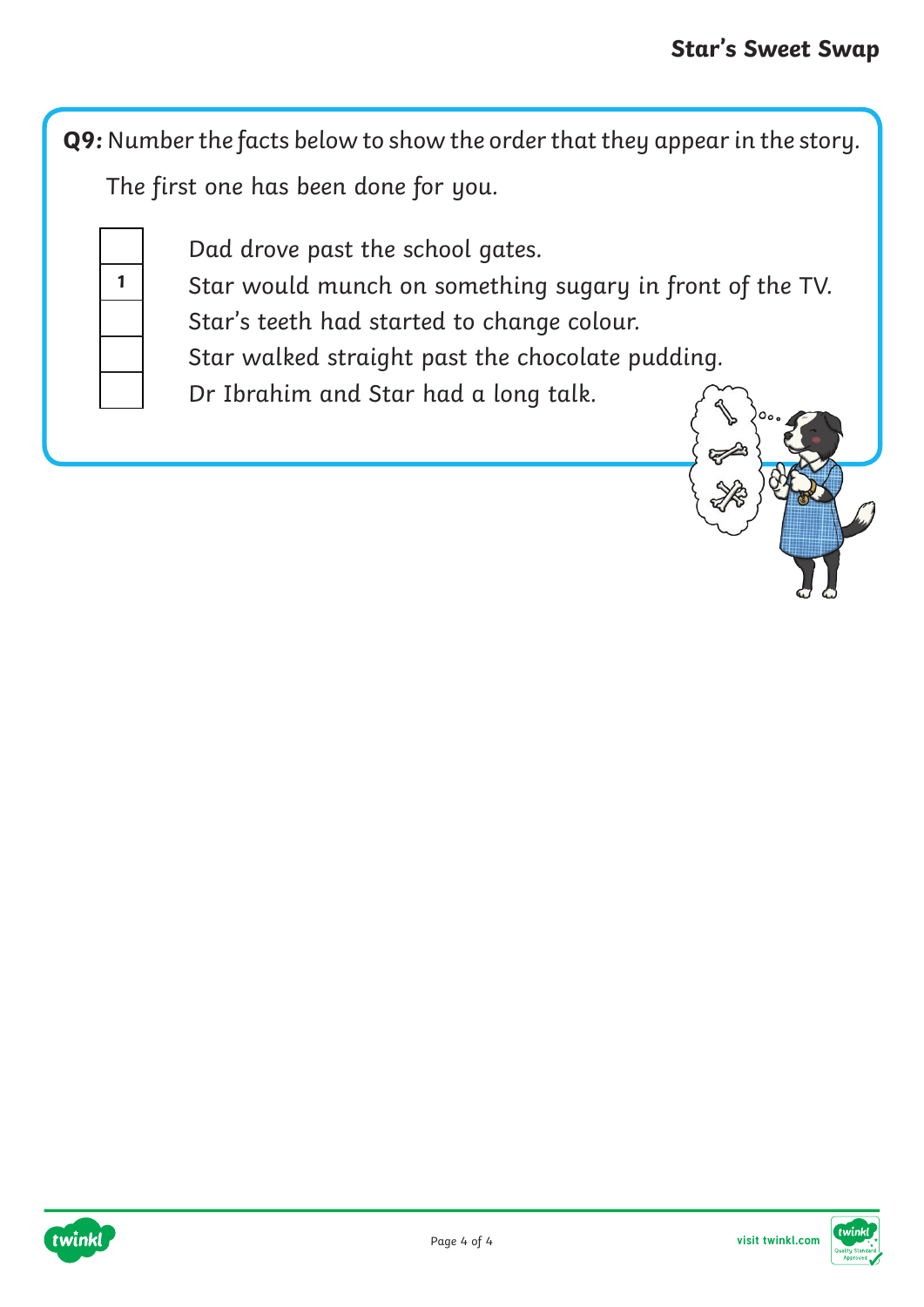**Q9:** Number the facts below to show the order that they appear in the story.

The first one has been done for you.

| | |
|---|---|
| | Dad drove past the school gates. |
| 1 | Star would munch on something sugary in front of the TV. |
| | Star's teeth had started to change colour. |
| | Star walked straight past the chocolate pudding. |
| | Dr Ibrahim and Star had a long talk. |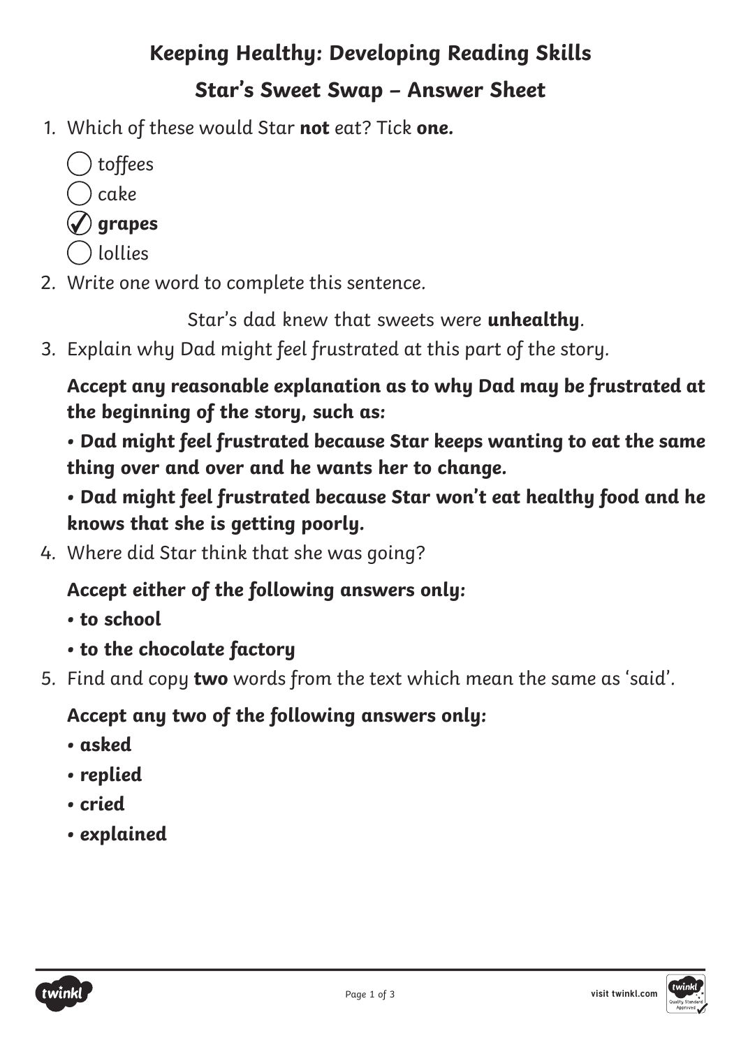## Keeping Healthy: Developing Reading Skills

## Star's Sweet Swap – Answer Sheet

1. Which of these would Star **not** eat? Tick **one.**

   ◯ toffees
   ◯ cake
   ✓ **grapes**
   ◯ lollies

2. Write one word to complete this sentence.

   Star's dad knew that sweets were **unhealthy**.

3. Explain why Dad might feel frustrated at this part of the story.

   ***Accept any reasonable explanation as to why Dad may be frustrated at the beginning of the story, such as:***

   ***• Dad might feel frustrated because Star keeps wanting to eat the same thing over and over and he wants her to change.***

   ***• Dad might feel frustrated because Star won't eat healthy food and he knows that she is getting poorly.***

4. Where did Star think that she was going?

   ***Accept either of the following answers only:***

   **• to school**

   **• to the chocolate factory**

5. Find and copy **two** words from the text which mean the same as 'said'.

   ***Accept any two of the following answers only:***

   **• asked**

   **• replied**

   **• cried**

   **• explained**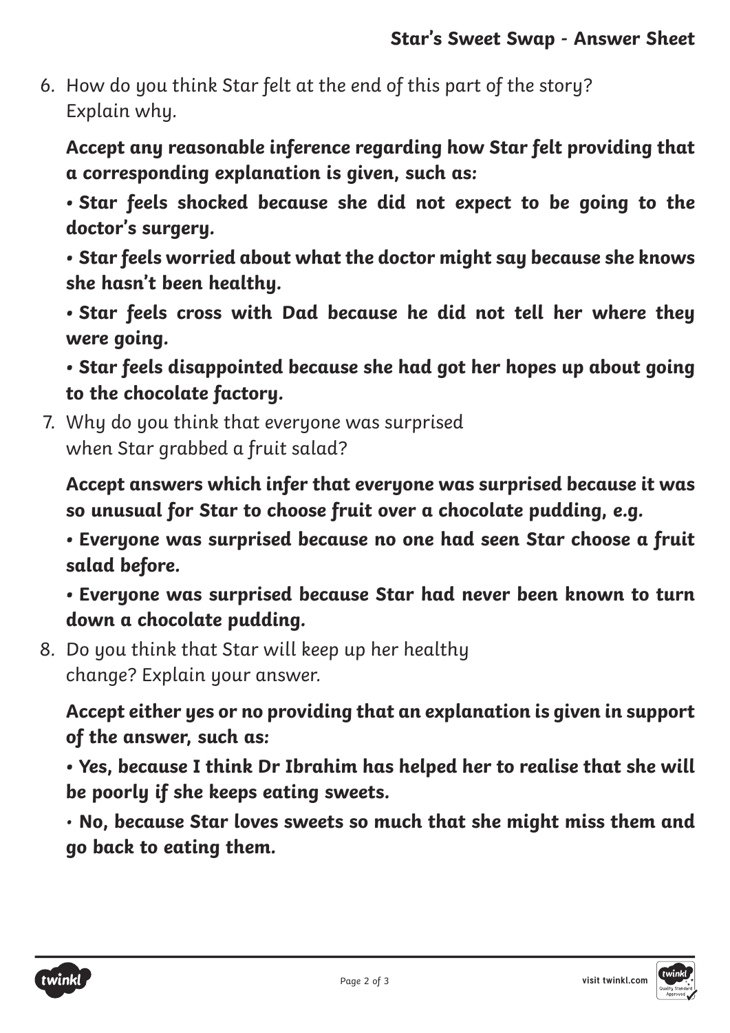## Star's Sweet Swap - Answer Sheet

6. How do you think Star felt at the end of this part of the story? Explain why.

   **Accept any reasonable inference regarding how Star felt providing that a corresponding explanation is given, such as:**

   **• Star feels shocked because she did not expect to be going to the doctor's surgery.**

   **• Star feels worried about what the doctor might say because she knows she hasn't been healthy.**

   **• Star feels cross with Dad because he did not tell her where they were going.**

   **• Star feels disappointed because she had got her hopes up about going to the chocolate factory.**

7. Why do you think that everyone was surprised when Star grabbed a fruit salad?

   **Accept answers which infer that everyone was surprised because it was so unusual for Star to choose fruit over a chocolate pudding, e.g.**

   **• Everyone was surprised because no one had seen Star choose a fruit salad before.**

   **• Everyone was surprised because Star had never been known to turn down a chocolate pudding.**

8. Do you think that Star will keep up her healthy change? Explain your answer.

   **Accept either yes or no providing that an explanation is given in support of the answer, such as:**

   **• Yes, because I think Dr Ibrahim has helped her to realise that she will be poorly if she keeps eating sweets.**

   **• No, because Star loves sweets so much that she might miss them and go back to eating them.**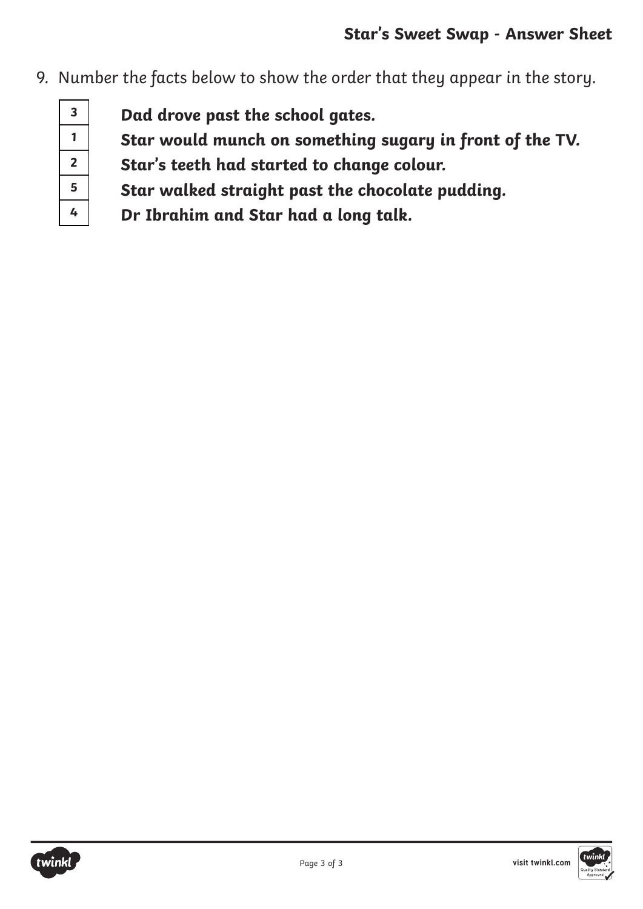## Star's Sweet Swap - Answer Sheet

9. Number the facts below to show the order that they appear in the story.

| | |
|---|---|
| 3 | **Dad drove past the school gates.** |
| 1 | **Star would munch on something sugary in front of the TV.** |
| 2 | **Star's teeth had started to change colour.** |
| 5 | **Star walked straight past the chocolate pudding.** |
| 4 | **Dr Ibrahim and Star had a long talk.** |